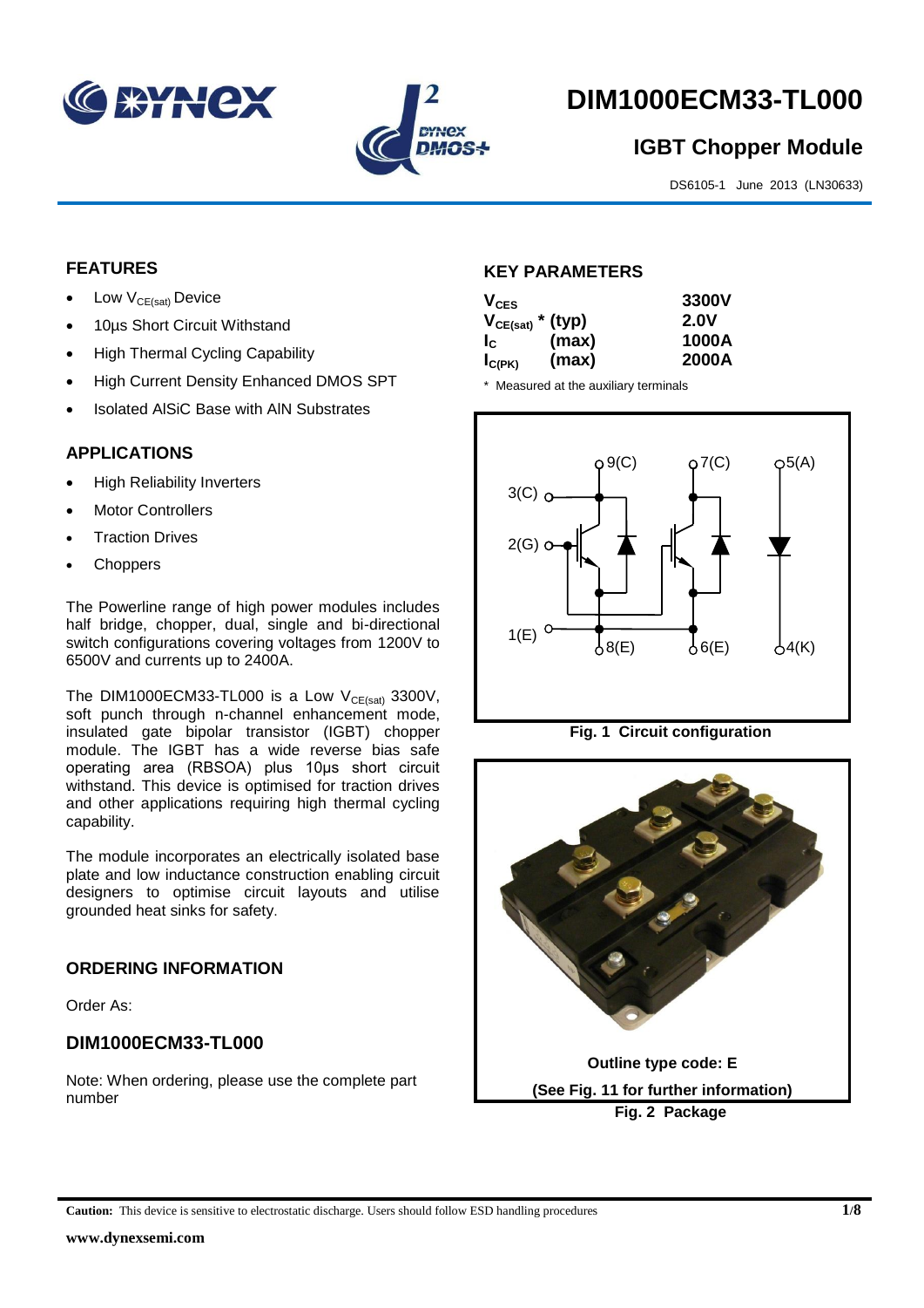# DIM1000ECM33-TL000

## IGBT Chopper Module

DS6105-1 June 2013 (LN30633)

## FEATURES

- Low $V_{CE(sat)}$ Device
- 10µs Short Circuit Withstand
- High Thermal Cycling Capability
- High Current Density Enhanced DMOS SPT
- Isolated AlSiC Base with AlN Substrates

## APPLICATIONS

- High Reliability Inverters
- Motor Controllers
- Traction Drives
- Choppers

The Powerline range of high power modules includes half bridge, chopper, dual, single and bi-directional switch configurations covering voltages from 1200V to 6500V and currents up to 2400A.

The DIM1000ECM33-TL000 is a Low $V_{CE(sat)}$ 3300V, soft punch through n-channel enhancement mode, insulated gate bipolar transistor (IGBT) chopper module. The IGBT has a wide reverse bias safe operating area (RBSOA) plus 10µs short circuit withstand. This device is optimised for traction drives and other applications requiring high thermal cycling capability.

The module incorporates an electrically isolated base plate and low inductance construction enabling circuit designers to optimise circuit layouts and utilise grounded heat sinks for safety.

## ORDERING INFORMATION

Order As:

### DIM1000ECM33-TL000

Note: When ordering, please use the complete part number

## KEY PARAMETERS

| | | |
|---|---|---|
| $V_{CES}$ | | 3300V |
| $V_{CE(sat)}$ * | (typ) | 2.0V |
| $I_C$ | (max) | 1000A |
| $I_{C(PK)}$ | (max) | 2000A |

\* Measured at the auxiliary terminals

Fig. 1 Circuit configuration

Outline type code: E

(See Fig. 11 for further information)

Fig. 2 Package

**Caution:** This device is sensitive to electrostatic discharge. Users should follow ESD handling procedures

www.dynexsemi.com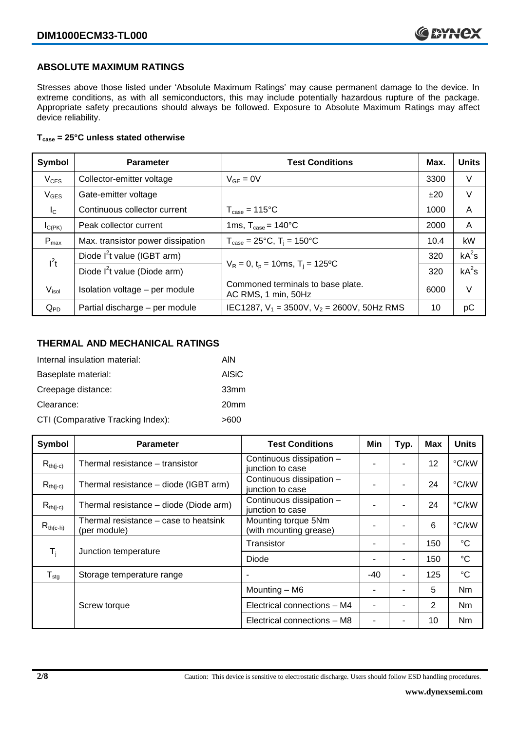## ABSOLUTE MAXIMUM RATINGS

Stresses above those listed under 'Absolute Maximum Ratings' may cause permanent damage to the device. In extreme conditions, as with all semiconductors, this may include potentially hazardous rupture of the package. Appropriate safety precautions should always be followed. Exposure to Absolute Maximum Ratings may affect device reliability.

**$T_{case}$ = 25°C unless stated otherwise**

| Symbol | Parameter | Test Conditions | Max. | Units |
|---|---|---|---|---|
| $V_{CES}$ | Collector-emitter voltage | $V_{GE}$ = 0V | 3300 | V |
| $V_{GES}$ | Gate-emitter voltage | | ±20 | V |
| $I_C$ | Continuous collector current | $T_{case}$ = 115°C | 1000 | A |
| $I_{C(PK)}$ | Peak collector current | 1ms, $T_{case}$ = 140°C | 2000 | A |
| $P_{max}$ | Max. transistor power dissipation | $T_{case}$ = 25°C, $T_j$ = 150°C | 10.4 | kW |
| $I^2t$ | Diode $I^2t$ value (IGBT arm) | $V_R$ = 0, $t_p$ = 10ms, $T_j$ = 125ºC | 320 | $kA^2s$ |
| | Diode $I^2t$ value (Diode arm) | | 320 | $kA^2s$ |
| $V_{isol}$ | Isolation voltage – per module | Commoned terminals to base plate. AC RMS, 1 min, 50Hz | 6000 | V |
| $Q_{PD}$ | Partial discharge – per module | IEC1287, $V_1$ = 3500V, $V_2$ = 2600V, 50Hz RMS | 10 | pC |

## THERMAL AND MECHANICAL RATINGS

Internal insulation material: AlN

Baseplate material: AlSiC

Creepage distance: 33mm

Clearance: 20mm

CTI (Comparative Tracking Index): >600

| Symbol | Parameter | Test Conditions | Min | Typ. | Max | Units |
|---|---|---|---|---|---|---|
| $R_{th(j-c)}$ | Thermal resistance – transistor | Continuous dissipation – junction to case | - | - | 12 | °C/kW |
| $R_{th(j-c)}$ | Thermal resistance – diode (IGBT arm) | Continuous dissipation – junction to case | - | - | 24 | °C/kW |
| $R_{th(j-c)}$ | Thermal resistance – diode (Diode arm) | Continuous dissipation – junction to case | - | - | 24 | °C/kW |
| $R_{th(c-h)}$ | Thermal resistance – case to heatsink (per module) | Mounting torque 5Nm (with mounting grease) | - | - | 6 | °C/kW |
| $T_j$ | Junction temperature | Transistor | - | - | 150 | °C |
| | | Diode | - | - | 150 | °C |
| $T_{stg}$ | Storage temperature range | - | -40 | - | 125 | °C |
| | Screw torque | Mounting – M6 | - | - | 5 | Nm |
| | | Electrical connections – M4 | - | - | 2 | Nm |
| | | Electrical connections – M8 | - | - | 10 | Nm |

Caution: This device is sensitive to electrostatic discharge. Users should follow ESD handling procedures.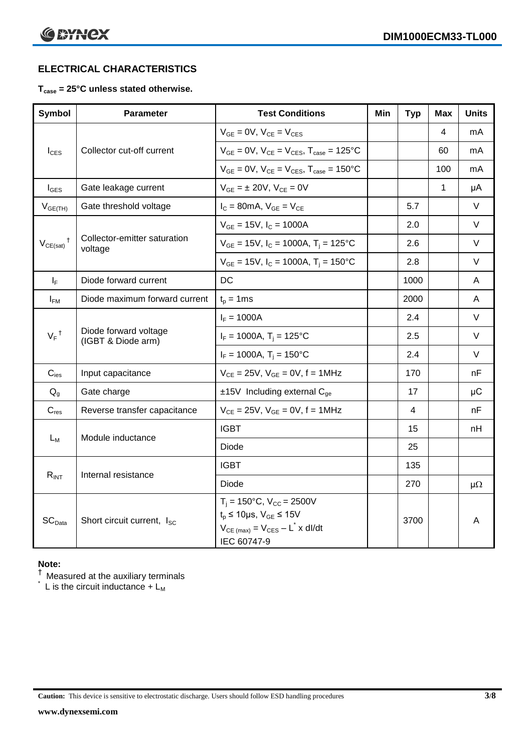## ELECTRICAL CHARACTERISTICS

**$T_{case}$ = 25°C unless stated otherwise.**

| Symbol | Parameter | Test Conditions | Min | Typ | Max | Units |
|---|---|---|---|---|---|---|
| $I_{CES}$ | Collector cut-off current | $V_{GE}$ = 0V, $V_{CE}$ = $V_{CES}$ | | | 4 | mA |
| | | $V_{GE}$ = 0V, $V_{CE}$ = $V_{CES}$, $T_{case}$ = 125°C | | | 60 | mA |
| | | $V_{GE}$ = 0V, $V_{CE}$ = $V_{CES}$, $T_{case}$ = 150°C | | | 100 | mA |
| $I_{GES}$ | Gate leakage current | $V_{GE}$ = ± 20V, $V_{CE}$ = 0V | | | 1 | µA |
| $V_{GE(TH)}$ | Gate threshold voltage | $I_C$ = 80mA, $V_{GE}$ = $V_{CE}$ | | 5.7 | | V |
| $V_{CE(sat)}$ † | Collector-emitter saturation voltage | $V_{GE}$ = 15V, $I_C$ = 1000A | | 2.0 | | V |
| | | $V_{GE}$ = 15V, $I_C$ = 1000A, $T_j$ = 125°C | | 2.6 | | V |
| | | $V_{GE}$ = 15V, $I_C$ = 1000A, $T_j$ = 150°C | | 2.8 | | V |
| $I_F$ | Diode forward current | DC | | 1000 | | A |
| $I_{FM}$ | Diode maximum forward current | $t_p$ = 1ms | | 2000 | | A |
| $V_F$ † | Diode forward voltage (IGBT & Diode arm) | $I_F$ = 1000A | | 2.4 | | V |
| | | $I_F$ = 1000A, $T_j$ = 125°C | | 2.5 | | V |
| | | $I_F$ = 1000A, $T_j$ = 150°C | | 2.4 | | V |
| $C_{ies}$ | Input capacitance | $V_{CE}$ = 25V, $V_{GE}$ = 0V, f = 1MHz | | 170 | | nF |
| $Q_g$ | Gate charge | ±15V Including external $C_{ge}$ | | 17 | | µC |
| $C_{res}$ | Reverse transfer capacitance | $V_{CE}$ = 25V, $V_{GE}$ = 0V, f = 1MHz | | 4 | | nF |
| $L_M$ | Module inductance | IGBT | | 15 | | nH |
| | | Diode | | 25 | | |
| $R_{INT}$ | Internal resistance | IGBT | | 135 | | |
| | | Diode | | 270 | | µΩ |
| $SC_{Data}$ | Short circuit current, $I_{SC}$ | $T_j$ = 150°C, $V_{CC}$ = 2500V<br>$t_p$ ≤ 10µs, $V_{GE}$ ≤ 15V<br>$V_{CE\,(max)}$ = $V_{CES}$ – $L^*$ x dI/dt<br>IEC 60747-9 | | 3700 | | A |

**Note:**

† Measured at the auxiliary terminals

\* L is the circuit inductance + $L_M$

**Caution:** This device is sensitive to electrostatic discharge. Users should follow ESD handling procedures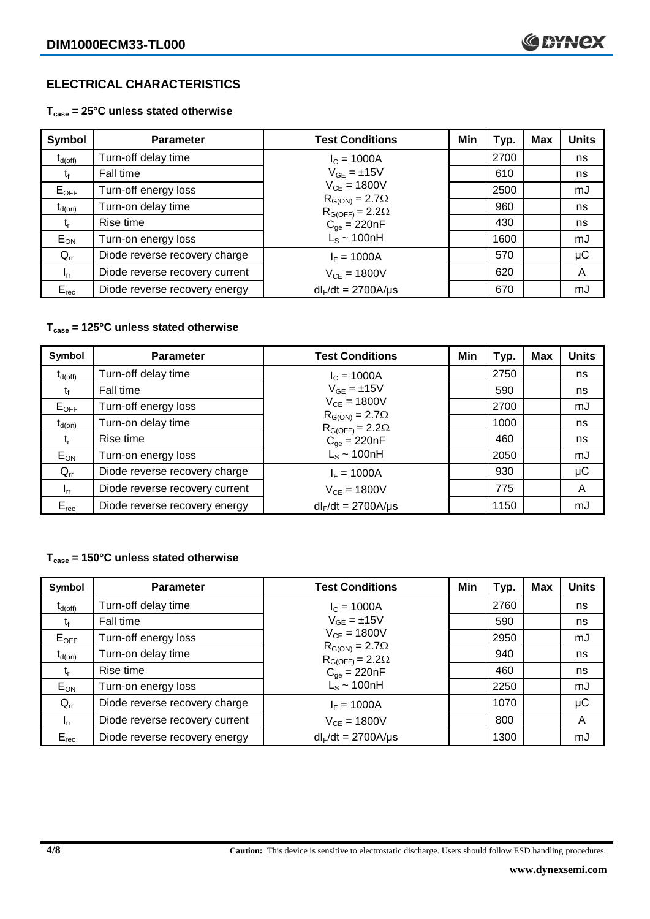## ELECTRICAL CHARACTERISTICS

**$T_{case}$ = 25°C unless stated otherwise**

| Symbol | Parameter | Test Conditions | Min | Typ. | Max | Units |
|---|---|---|---|---|---|---|
| $t_{d(off)}$ | Turn-off delay time | $I_C$ = 1000A | | 2700 | | ns |
| $t_f$ | Fall time | $V_{GE}$ = ±15V | | 610 | | ns |
| $E_{OFF}$ | Turn-off energy loss | $V_{CE}$ = 1800V | | 2500 | | mJ |
| $t_{d(on)}$ | Turn-on delay time | $R_{G(ON)}$ = 2.7Ω, $R_{G(OFF)}$ = 2.2Ω | | 960 | | ns |
| $t_r$ | Rise time | $C_{ge}$ = 220nF | | 430 | | ns |
| $E_{ON}$ | Turn-on energy loss | $L_S$ ~ 100nH | | 1600 | | mJ |
| $Q_{rr}$ | Diode reverse recovery charge | $I_F$ = 1000A | | 570 | | μC |
| $I_{rr}$ | Diode reverse recovery current | $V_{CE}$ = 1800V | | 620 | | A |
| $E_{rec}$ | Diode reverse recovery energy | $dI_F/dt$ = 2700A/μs | | 670 | | mJ |

**$T_{case}$ = 125°C unless stated otherwise**

| Symbol | Parameter | Test Conditions | Min | Typ. | Max | Units |
|---|---|---|---|---|---|---|
| $t_{d(off)}$ | Turn-off delay time | $I_C$ = 1000A | | 2750 | | ns |
| $t_f$ | Fall time | $V_{GE}$ = ±15V | | 590 | | ns |
| $E_{OFF}$ | Turn-off energy loss | $V_{CE}$ = 1800V | | 2700 | | mJ |
| $t_{d(on)}$ | Turn-on delay time | $R_{G(ON)}$ = 2.7Ω, $R_{G(OFF)}$ = 2.2Ω | | 1000 | | ns |
| $t_r$ | Rise time | $C_{ge}$ = 220nF | | 460 | | ns |
| $E_{ON}$ | Turn-on energy loss | $L_S$ ~ 100nH | | 2050 | | mJ |
| $Q_{rr}$ | Diode reverse recovery charge | $I_F$ = 1000A | | 930 | | μC |
| $I_{rr}$ | Diode reverse recovery current | $V_{CE}$ = 1800V | | 775 | | A |
| $E_{rec}$ | Diode reverse recovery energy | $dI_F/dt$ = 2700A/μs | | 1150 | | mJ |

**$T_{case}$ = 150°C unless stated otherwise**

| Symbol | Parameter | Test Conditions | Min | Typ. | Max | Units |
|---|---|---|---|---|---|---|
| $t_{d(off)}$ | Turn-off delay time | $I_C$ = 1000A | | 2760 | | ns |
| $t_f$ | Fall time | $V_{GE}$ = ±15V | | 590 | | ns |
| $E_{OFF}$ | Turn-off energy loss | $V_{CE}$ = 1800V | | 2950 | | mJ |
| $t_{d(on)}$ | Turn-on delay time | $R_{G(ON)}$ = 2.7Ω, $R_{G(OFF)}$ = 2.2Ω | | 940 | | ns |
| $t_r$ | Rise time | $C_{ge}$ = 220nF | | 460 | | ns |
| $E_{ON}$ | Turn-on energy loss | $L_S$ ~ 100nH | | 2250 | | mJ |
| $Q_{rr}$ | Diode reverse recovery charge | $I_F$ = 1000A | | 1070 | | μC |
| $I_{rr}$ | Diode reverse recovery current | $V_{CE}$ = 1800V | | 800 | | A |
| $E_{rec}$ | Diode reverse recovery energy | $dI_F/dt$ = 2700A/μs | | 1300 | | mJ |

**Caution:** This device is sensitive to electrostatic discharge. Users should follow ESD handling procedures.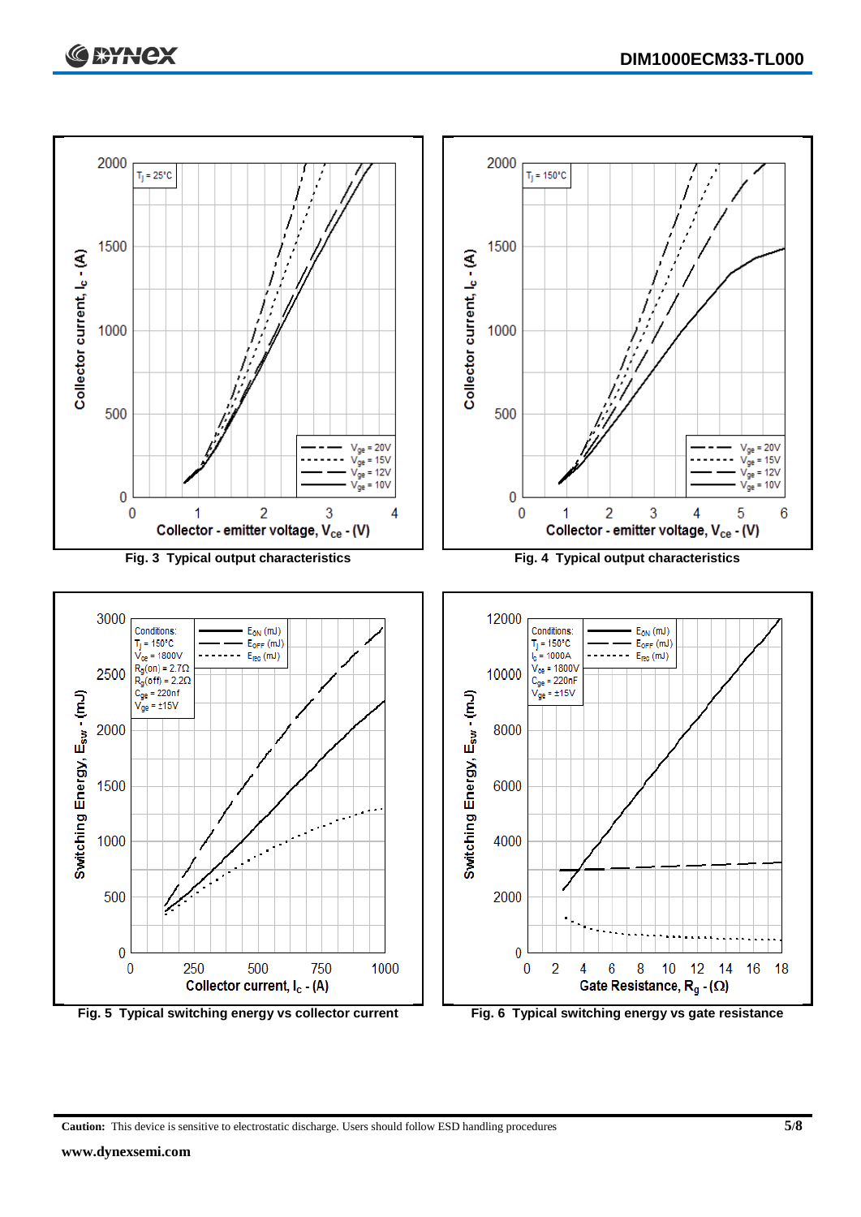Fig. 3 Typical output characteristics

Fig. 4 Typical output characteristics

Fig. 5 Typical switching energy vs collector current

Fig. 6 Typical switching energy vs gate resistance

**Caution:** This device is sensitive to electrostatic discharge. Users should follow ESD handling procedures

**www.dynexsemi.com**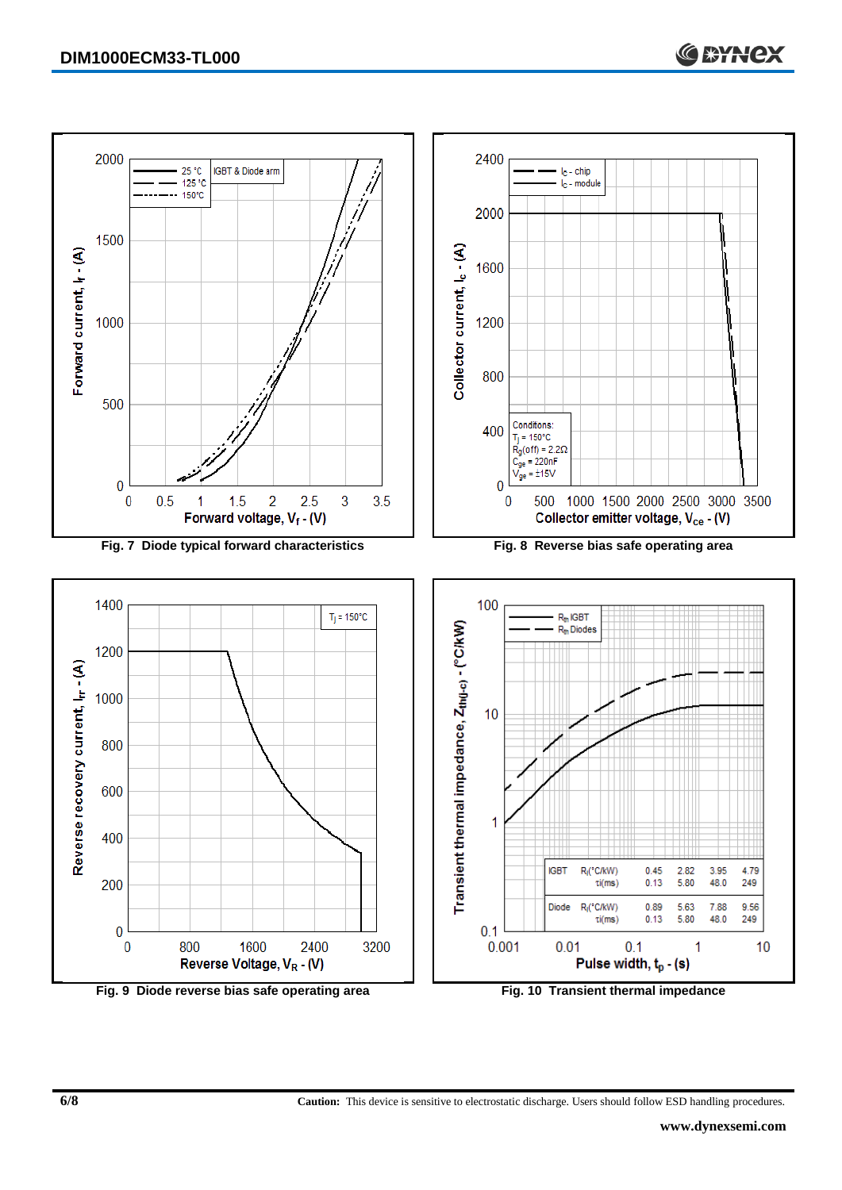Fig. 7 Diode typical forward characteristics

Fig. 8 Reverse bias safe operating area

Fig. 9 Diode reverse bias safe operating area

Fig. 10 Transient thermal impedance

| | | | | | |
|---|---|---|---|---|---|
| IGBT | $R_i$(°C/kW) | 0.45 | 2.82 | 3.95 | 4.79 |
| | $\tau_i$(ms) | 0.13 | 5.80 | 48.0 | 249 |
| Diode | $R_i$(°C/kW) | 0.89 | 5.63 | 7.88 | 9.56 |
| | $\tau_i$(ms) | 0.13 | 5.80 | 48.0 | 249 |

**Caution:** This device is sensitive to electrostatic discharge. Users should follow ESD handling procedures.

**www.dynexsemi.com**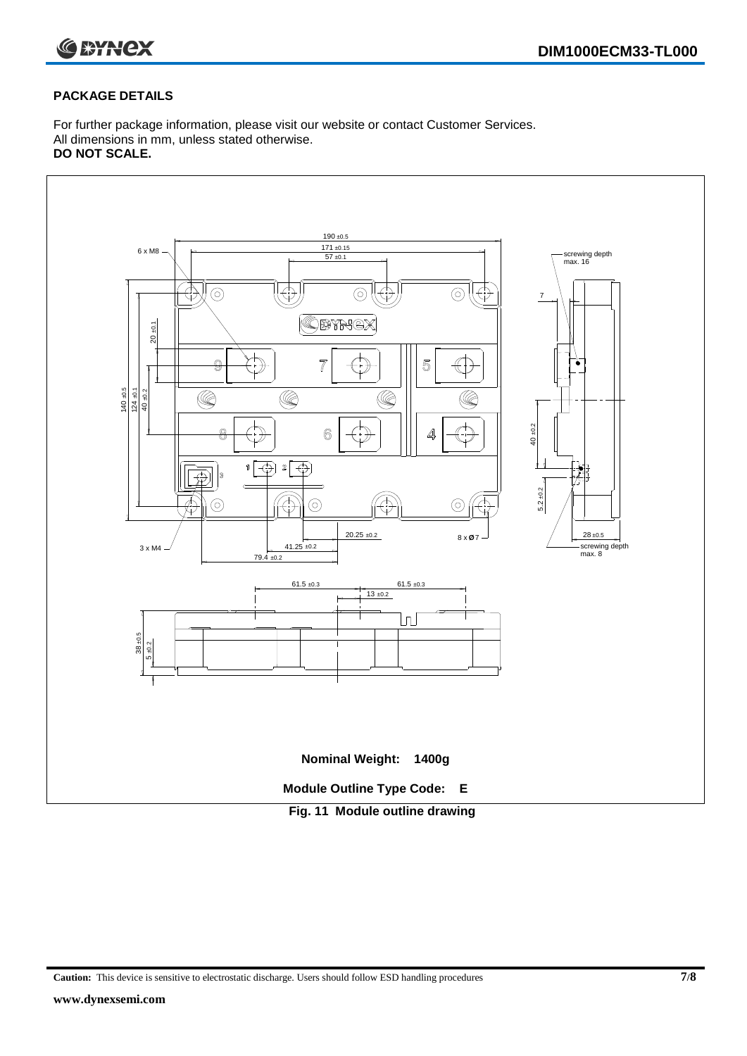## PACKAGE DETAILS

For further package information, please visit our website or contact Customer Services.
All dimensions in mm, unless stated otherwise.
**DO NOT SCALE.**

**Nominal Weight: 1400g**

**Module Outline Type Code: E**

**Fig. 11 Module outline drawing**

**Caution:** This device is sensitive to electrostatic discharge. Users should follow ESD handling procedures

**www.dynexsemi.com**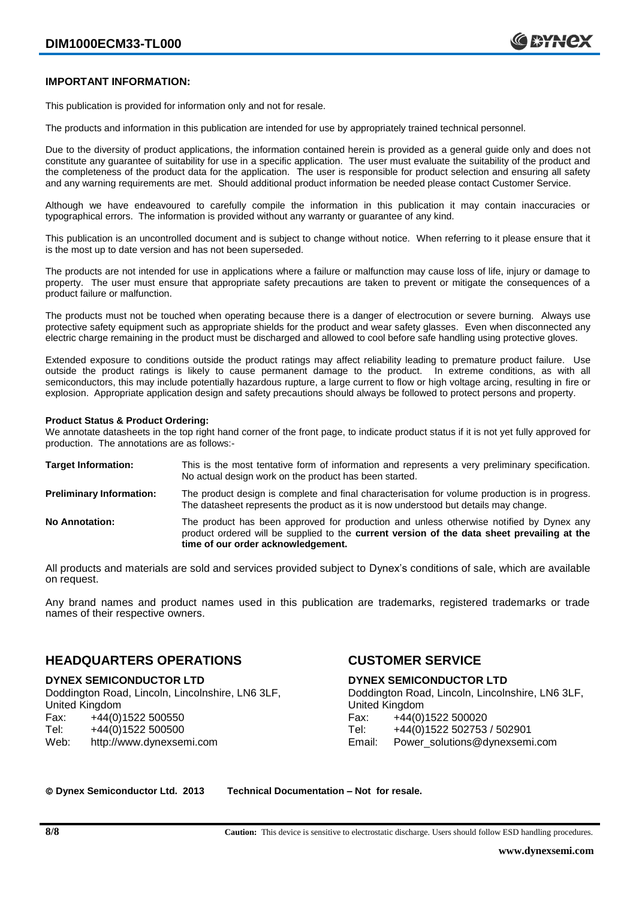**IMPORTANT INFORMATION:**

This publication is provided for information only and not for resale.

The products and information in this publication are intended for use by appropriately trained technical personnel.

Due to the diversity of product applications, the information contained herein is provided as a general guide only and does not constitute any guarantee of suitability for use in a specific application. The user must evaluate the suitability of the product and the completeness of the product data for the application. The user is responsible for product selection and ensuring all safety and any warning requirements are met. Should additional product information be needed please contact Customer Service.

Although we have endeavoured to carefully compile the information in this publication it may contain inaccuracies or typographical errors. The information is provided without any warranty or guarantee of any kind.

This publication is an uncontrolled document and is subject to change without notice. When referring to it please ensure that it is the most up to date version and has not been superseded.

The products are not intended for use in applications where a failure or malfunction may cause loss of life, injury or damage to property. The user must ensure that appropriate safety precautions are taken to prevent or mitigate the consequences of a product failure or malfunction.

The products must not be touched when operating because there is a danger of electrocution or severe burning. Always use protective safety equipment such as appropriate shields for the product and wear safety glasses. Even when disconnected any electric charge remaining in the product must be discharged and allowed to cool before safe handling using protective gloves.

Extended exposure to conditions outside the product ratings may affect reliability leading to premature product failure. Use outside the product ratings is likely to cause permanent damage to the product. In extreme conditions, as with all semiconductors, this may include potentially hazardous rupture, a large current to flow or high voltage arcing, resulting in fire or explosion. Appropriate application design and safety precautions should always be followed to protect persons and property.

**Product Status & Product Ordering:**

We annotate datasheets in the top right hand corner of the front page, to indicate product status if it is not yet fully approved for production. The annotations are as follows:-

| | |
|---|---|
| **Target Information:** | This is the most tentative form of information and represents a very preliminary specification. No actual design work on the product has been started. |
| **Preliminary Information:** | The product design is complete and final characterisation for volume production is in progress. The datasheet represents the product as it is now understood but details may change. |
| **No Annotation:** | The product has been approved for production and unless otherwise notified by Dynex any product ordered will be supplied to the **current version of the data sheet prevailing at the time of our order acknowledgement.** |

All products and materials are sold and services provided subject to Dynex's conditions of sale, which are available on request.

Any brand names and product names used in this publication are trademarks, registered trademarks or trade names of their respective owners.

## HEADQUARTERS OPERATIONS

**DYNEX SEMICONDUCTOR LTD**
Doddington Road, Lincoln, Lincolnshire, LN6 3LF,
United Kingdom
Fax: +44(0)1522 500550
Tel: +44(0)1522 500500
Web: http://www.dynexsemi.com

## CUSTOMER SERVICE

**DYNEX SEMICONDUCTOR LTD**
Doddington Road, Lincoln, Lincolnshire, LN6 3LF,
United Kingdom
Fax: +44(0)1522 500020
Tel: +44(0)1522 502753 / 502901
Email: Power_solutions@dynexsemi.com

**© Dynex Semiconductor Ltd. 2013 Technical Documentation – Not for resale.**

**Caution:** This device is sensitive to electrostatic discharge. Users should follow ESD handling procedures.